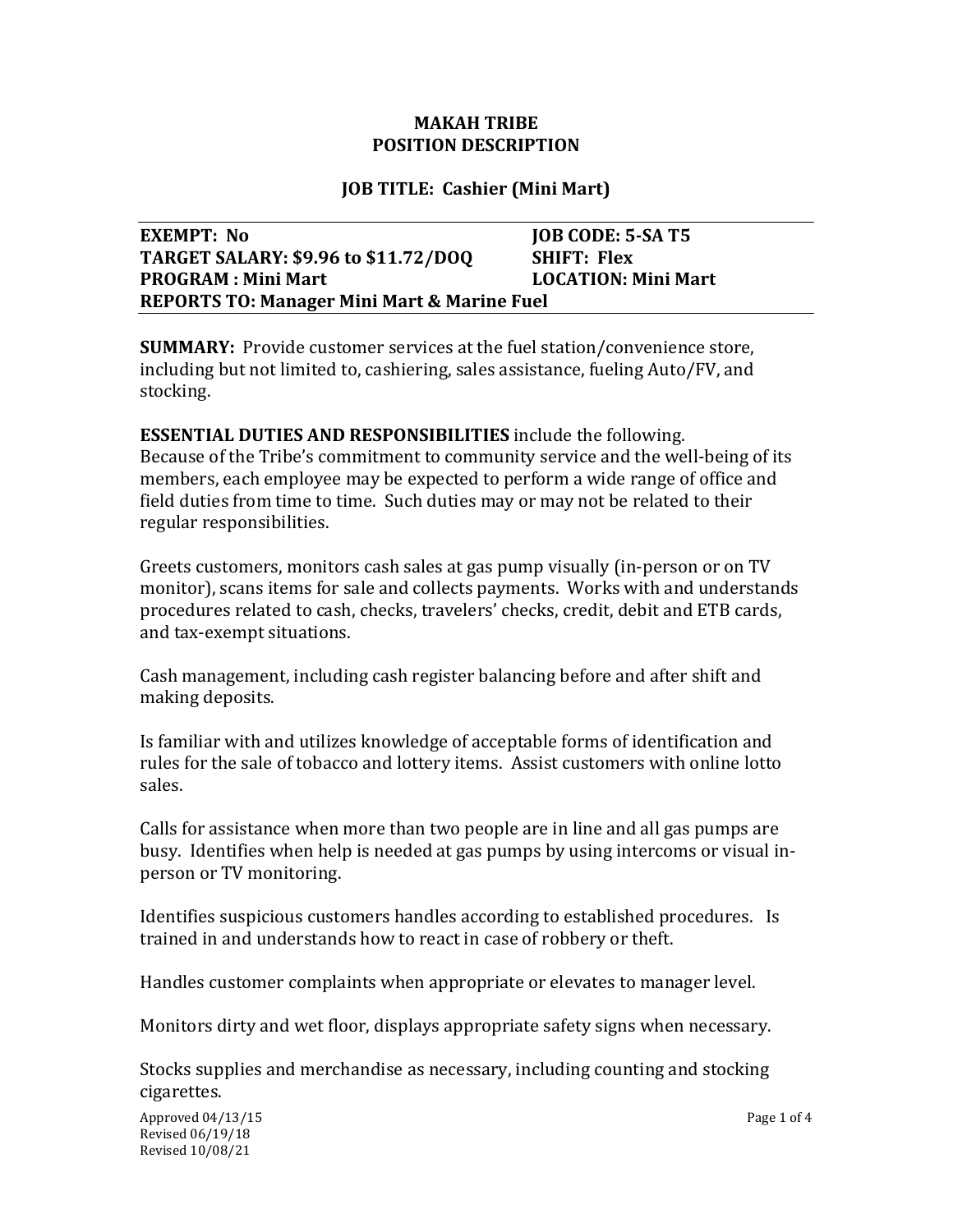**MAKAH TRIBE**
**POSITION DESCRIPTION**

**JOB TITLE: Cashier (Mini Mart)**

**EXEMPT: No**
**JOB CODE: 5-SA T5**
**TARGET SALARY: $9.96 to $11.72/DOQ**
**SHIFT: Flex**
**PROGRAM : Mini Mart**
**LOCATION: Mini Mart**
**REPORTS TO: Manager Mini Mart & Marine Fuel**

**SUMMARY:** Provide customer services at the fuel station/convenience store, including but not limited to, cashiering, sales assistance, fueling Auto/FV, and stocking.

**ESSENTIAL DUTIES AND RESPONSIBILITIES** include the following. Because of the Tribe's commitment to community service and the well-being of its members, each employee may be expected to perform a wide range of office and field duties from time to time. Such duties may or may not be related to their regular responsibilities.

Greets customers, monitors cash sales at gas pump visually (in-person or on TV monitor), scans items for sale and collects payments. Works with and understands procedures related to cash, checks, travelers' checks, credit, debit and ETB cards, and tax-exempt situations.

Cash management, including cash register balancing before and after shift and making deposits.

Is familiar with and utilizes knowledge of acceptable forms of identification and rules for the sale of tobacco and lottery items. Assist customers with online lotto sales.

Calls for assistance when more than two people are in line and all gas pumps are busy. Identifies when help is needed at gas pumps by using intercoms or visual in-person or TV monitoring.

Identifies suspicious customers handles according to established procedures. Is trained in and understands how to react in case of robbery or theft.

Handles customer complaints when appropriate or elevates to manager level.

Monitors dirty and wet floor, displays appropriate safety signs when necessary.

Stocks supplies and merchandise as necessary, including counting and stocking cigarettes.

Approved 04/13/15
Revised 06/19/18
Revised 10/08/21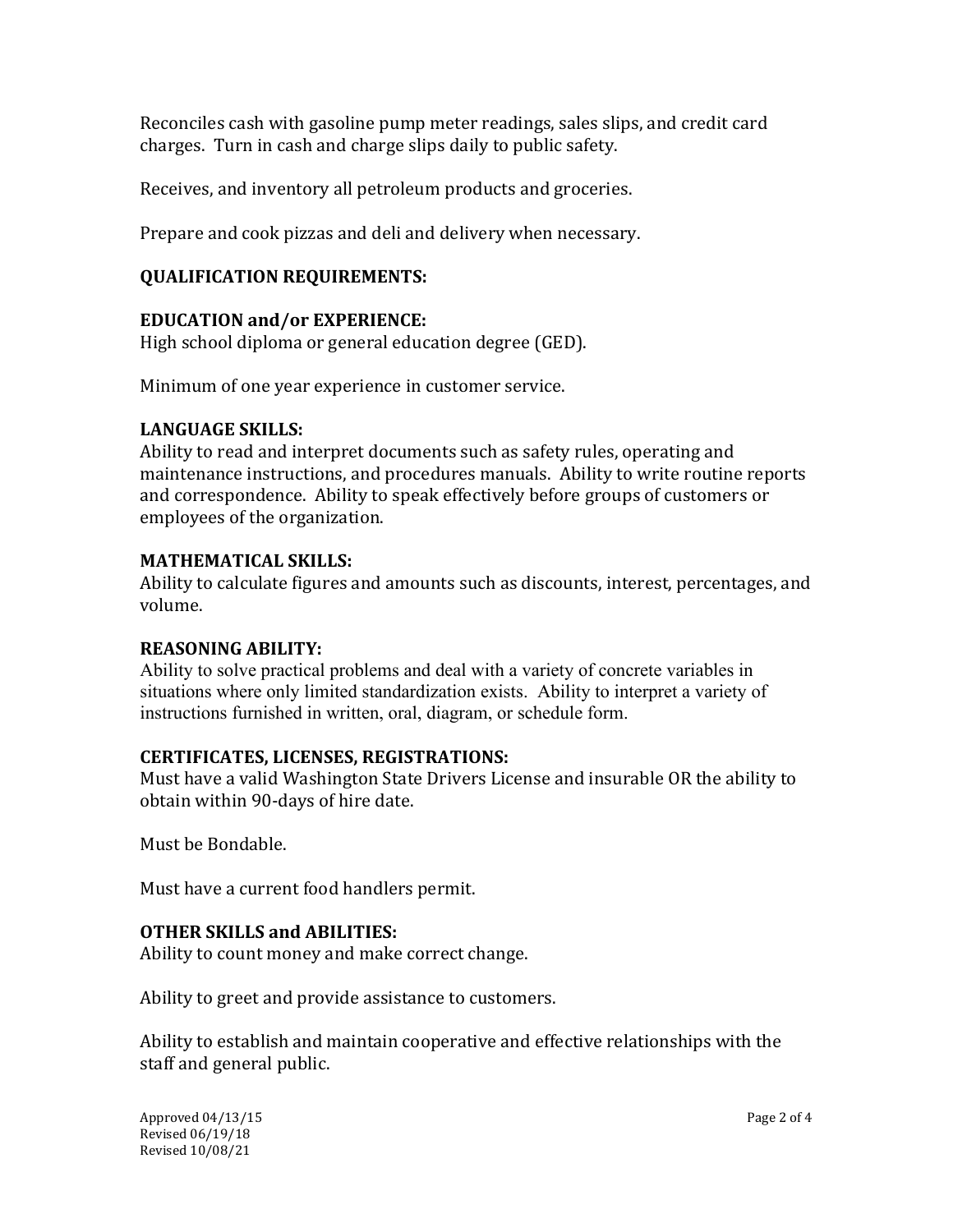Reconciles cash with gasoline pump meter readings, sales slips, and credit card charges. Turn in cash and charge slips daily to public safety.

Receives, and inventory all petroleum products and groceries.

Prepare and cook pizzas and deli and delivery when necessary.

## QUALIFICATION REQUIREMENTS:

### EDUCATION and/or EXPERIENCE:

High school diploma or general education degree (GED).

Minimum of one year experience in customer service.

### LANGUAGE SKILLS:

Ability to read and interpret documents such as safety rules, operating and maintenance instructions, and procedures manuals. Ability to write routine reports and correspondence. Ability to speak effectively before groups of customers or employees of the organization.

### MATHEMATICAL SKILLS:

Ability to calculate figures and amounts such as discounts, interest, percentages, and volume.

### REASONING ABILITY:

Ability to solve practical problems and deal with a variety of concrete variables in situations where only limited standardization exists. Ability to interpret a variety of instructions furnished in written, oral, diagram, or schedule form.

### CERTIFICATES, LICENSES, REGISTRATIONS:

Must have a valid Washington State Drivers License and insurable OR the ability to obtain within 90-days of hire date.

Must be Bondable.

Must have a current food handlers permit.

### OTHER SKILLS and ABILITIES:

Ability to count money and make correct change.

Ability to greet and provide assistance to customers.

Ability to establish and maintain cooperative and effective relationships with the staff and general public.

Approved 04/13/15
Revised 06/19/18
Revised 10/08/21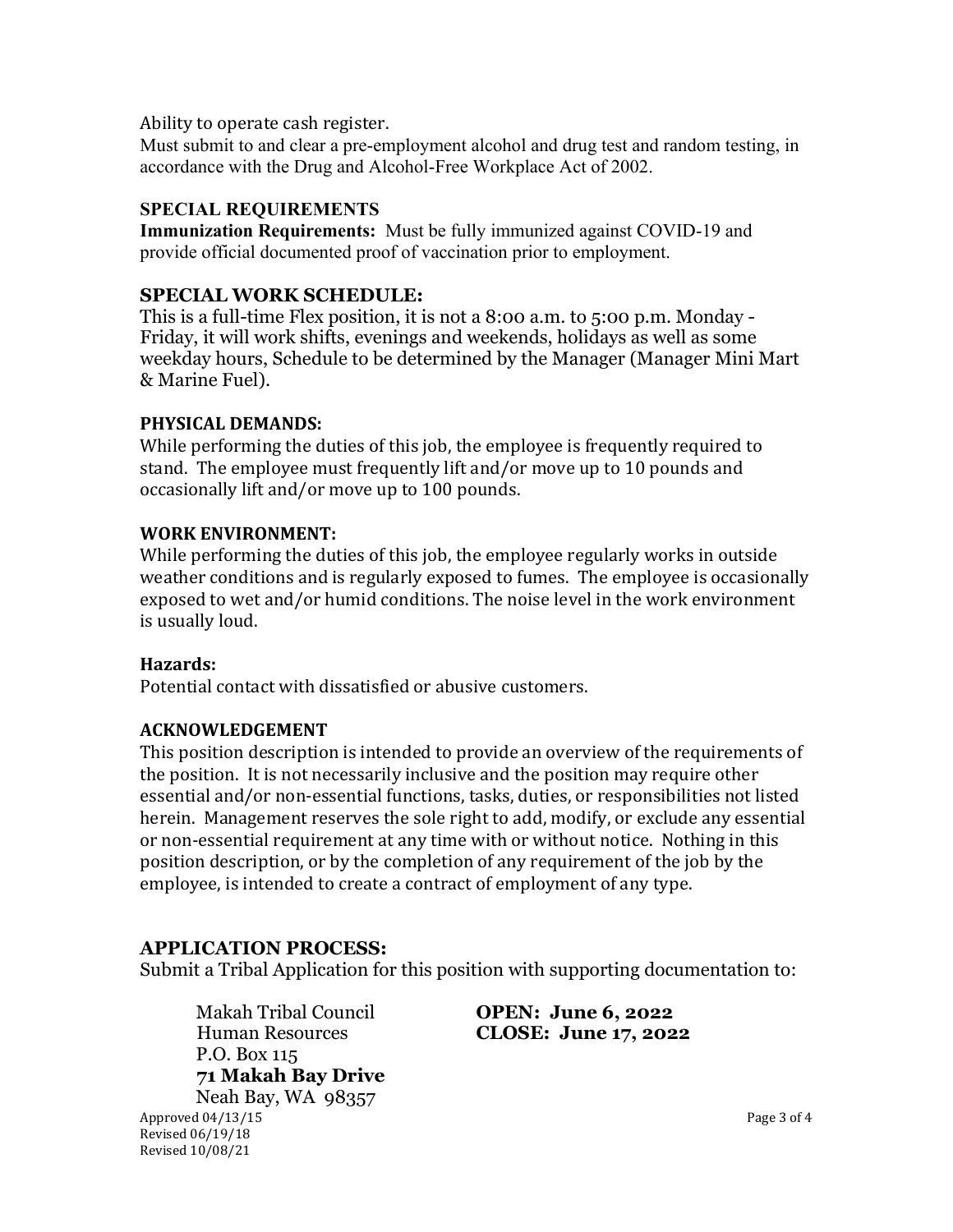Ability to operate cash register.

Must submit to and clear a pre-employment alcohol and drug test and random testing, in accordance with the Drug and Alcohol-Free Workplace Act of 2002.

### SPECIAL REQUIREMENTS

**Immunization Requirements:** Must be fully immunized against COVID-19 and provide official documented proof of vaccination prior to employment.

### SPECIAL WORK SCHEDULE:

This is a full-time Flex position, it is not a 8:00 a.m. to 5:00 p.m. Monday - Friday, it will work shifts, evenings and weekends, holidays as well as some weekday hours, Schedule to be determined by the Manager (Manager Mini Mart & Marine Fuel).

### PHYSICAL DEMANDS:

While performing the duties of this job, the employee is frequently required to stand. The employee must frequently lift and/or move up to 10 pounds and occasionally lift and/or move up to 100 pounds.

### WORK ENVIRONMENT:

While performing the duties of this job, the employee regularly works in outside weather conditions and is regularly exposed to fumes. The employee is occasionally exposed to wet and/or humid conditions. The noise level in the work environment is usually loud.

### Hazards:

Potential contact with dissatisfied or abusive customers.

### ACKNOWLEDGEMENT

This position description is intended to provide an overview of the requirements of the position. It is not necessarily inclusive and the position may require other essential and/or non-essential functions, tasks, duties, or responsibilities not listed herein. Management reserves the sole right to add, modify, or exclude any essential or non-essential requirement at any time with or without notice. Nothing in this position description, or by the completion of any requirement of the job by the employee, is intended to create a contract of employment of any type.

### APPLICATION PROCESS:

Submit a Tribal Application for this position with supporting documentation to:

Makah Tribal Council
Human Resources
P.O. Box 115
**71 Makah Bay Drive**
Neah Bay, WA 98357

**OPEN: June 6, 2022**
**CLOSE: June 17, 2022**

Approved 04/13/15
Revised 06/19/18
Revised 10/08/21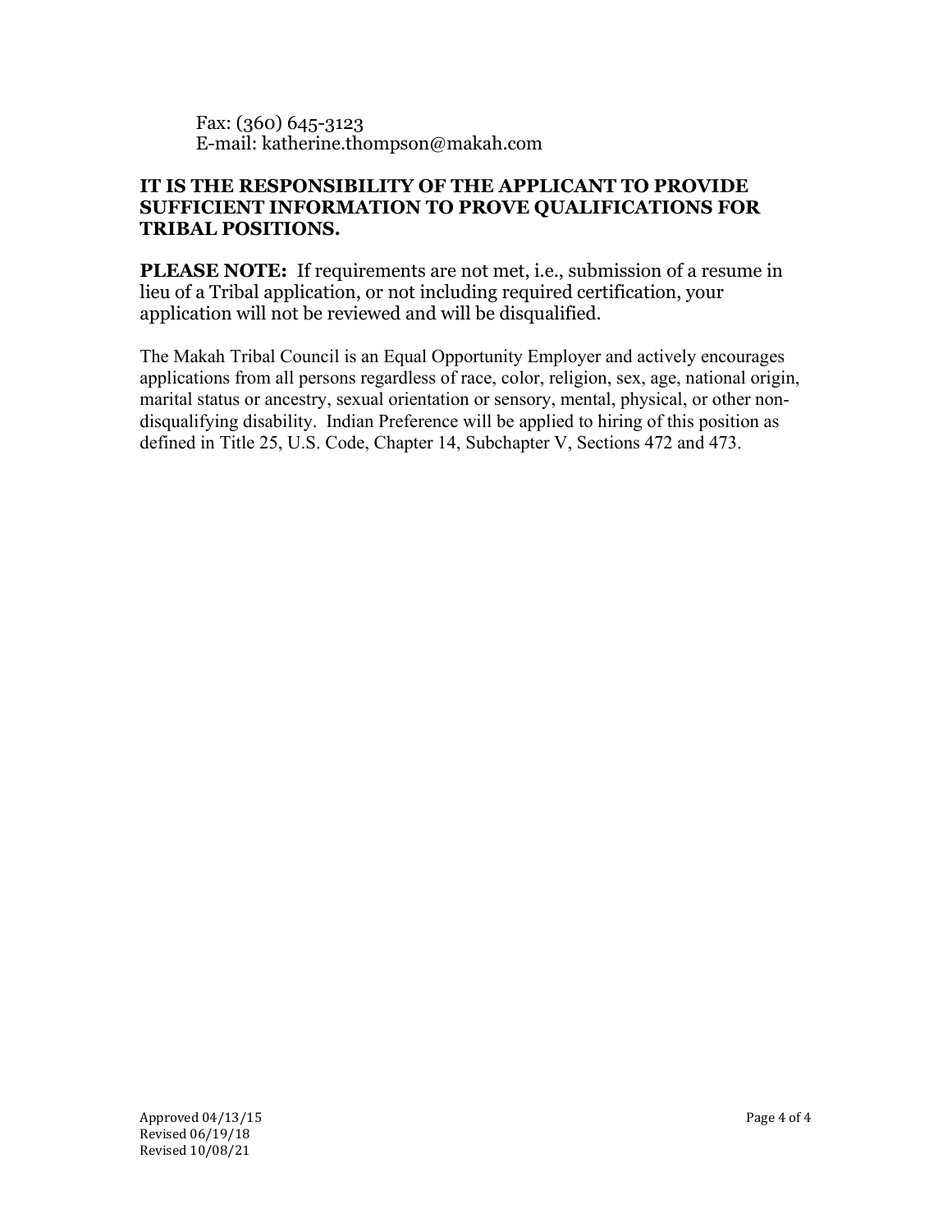Fax: (360) 645-3123
E-mail: katherine.thompson@makah.com

**IT IS THE RESPONSIBILITY OF THE APPLICANT TO PROVIDE SUFFICIENT INFORMATION TO PROVE QUALIFICATIONS FOR TRIBAL POSITIONS.**

**PLEASE NOTE:** If requirements are not met, i.e., submission of a resume in lieu of a Tribal application, or not including required certification, your application will not be reviewed and will be disqualified.

The Makah Tribal Council is an Equal Opportunity Employer and actively encourages applications from all persons regardless of race, color, religion, sex, age, national origin, marital status or ancestry, sexual orientation or sensory, mental, physical, or other non-disqualifying disability. Indian Preference will be applied to hiring of this position as defined in Title 25, U.S. Code, Chapter 14, Subchapter V, Sections 472 and 473.

Approved 04/13/15
Revised 06/19/18
Revised 10/08/21